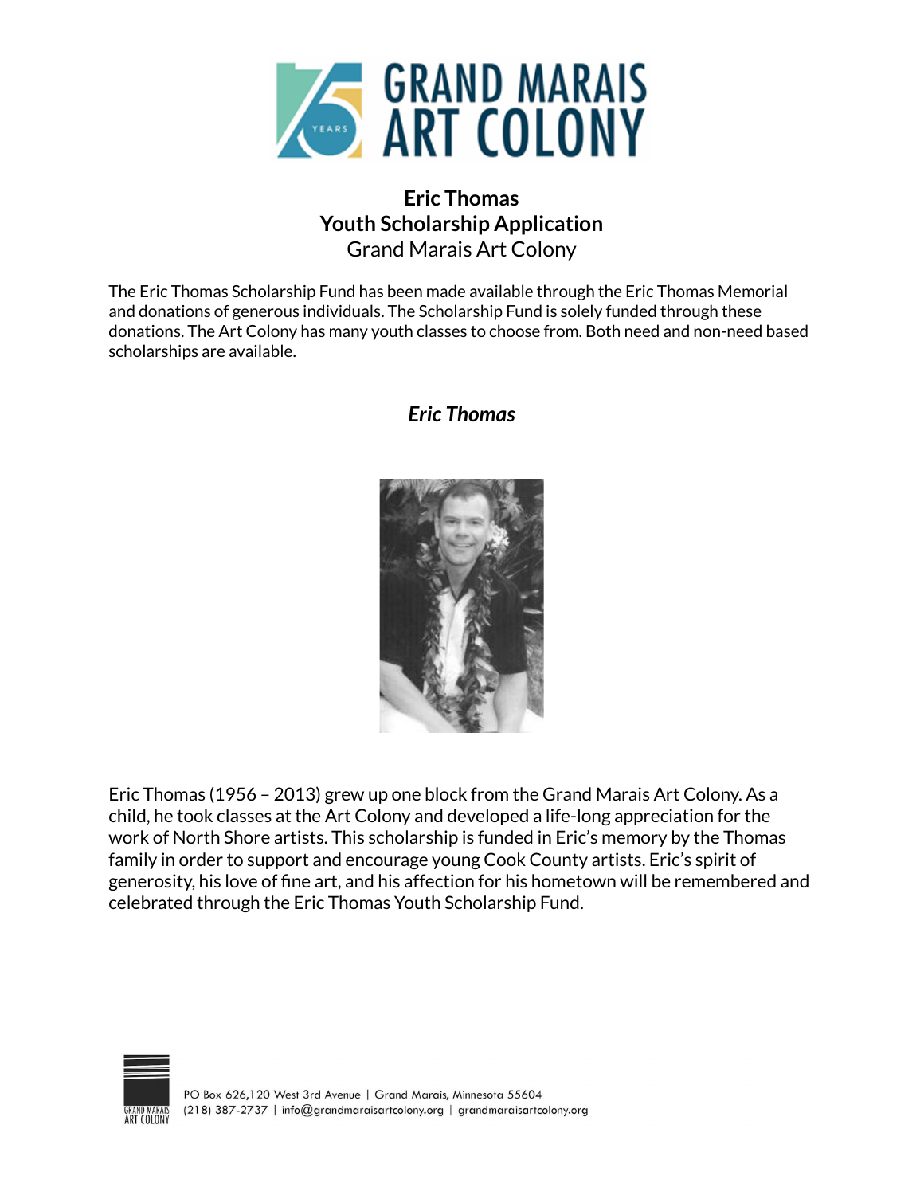# Eric Thomas
# Youth Scholarship Application
Grand Marais Art Colony

The Eric Thomas Scholarship Fund has been made available through the Eric Thomas Memorial and donations of generous individuals. The Scholarship Fund is solely funded through these donations. The Art Colony has many youth classes to choose from. Both need and non-need based scholarships are available.

## *Eric Thomas*

Eric Thomas (1956 – 2013) grew up one block from the Grand Marais Art Colony. As a child, he took classes at the Art Colony and developed a life-long appreciation for the work of North Shore artists. This scholarship is funded in Eric's memory by the Thomas family in order to support and encourage young Cook County artists. Eric's spirit of generosity, his love of fine art, and his affection for his hometown will be remembered and celebrated through the Eric Thomas Youth Scholarship Fund.

PO Box 626,120 West 3rd Avenue | Grand Marais, Minnesota 55604
(218) 387-2737 | info@grandmaraisartcolony.org | grandmaraisartcolony.org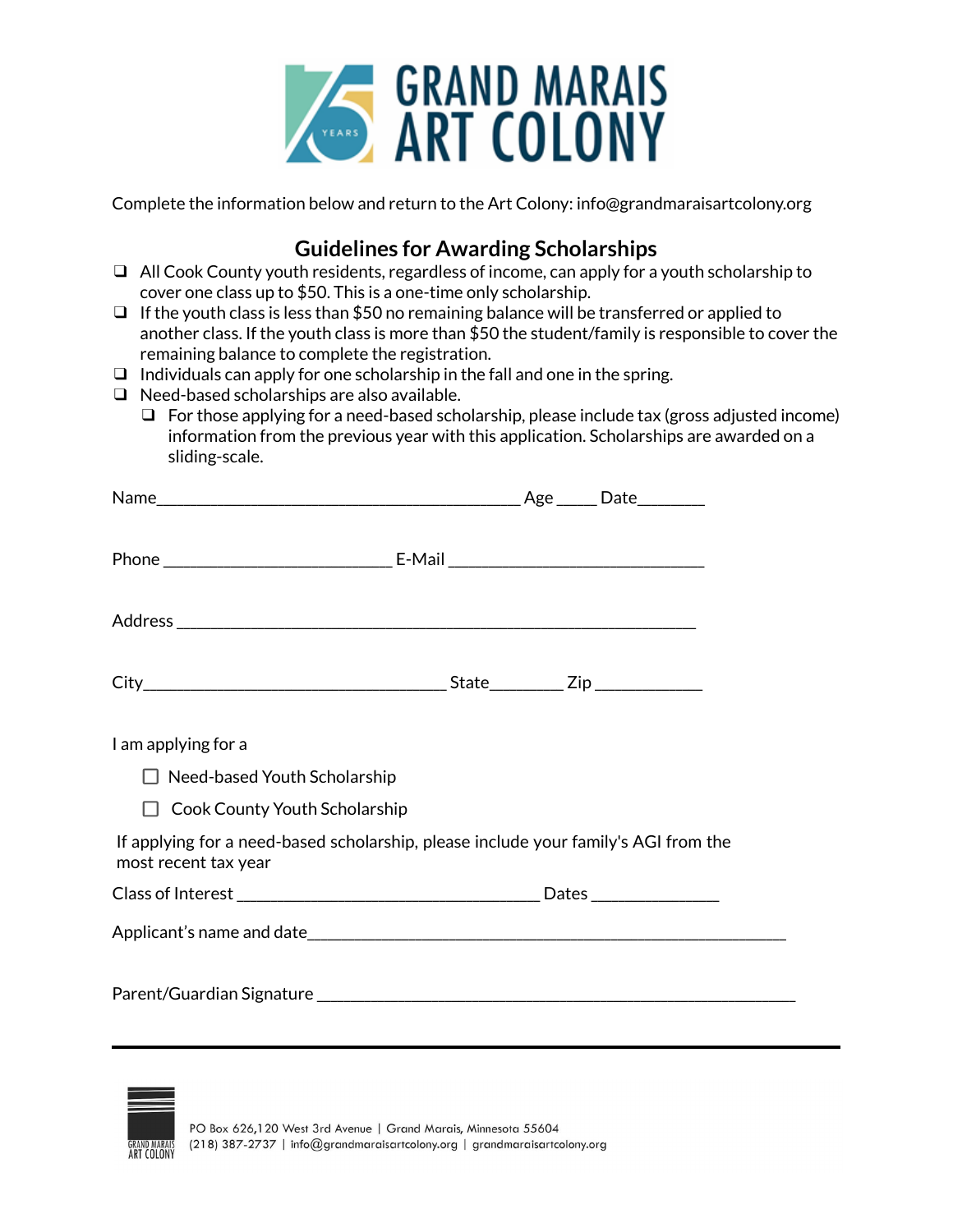# GRAND MARAIS ART COLONY

Complete the information below and return to the Art Colony: info@grandmaraisartcolony.org

## Guidelines for Awarding Scholarships

- ❑ All Cook County youth residents, regardless of income, can apply for a youth scholarship to cover one class up to $50. This is a one-time only scholarship.
- ❑ If the youth class is less than $50 no remaining balance will be transferred or applied to another class. If the youth class is more than $50 the student/family is responsible to cover the remaining balance to complete the registration.
- ❑ Individuals can apply for one scholarship in the fall and one in the spring.
- ❑ Need-based scholarships are also available.
  - ❑ For those applying for a need-based scholarship, please include tax (gross adjusted income) information from the previous year with this application. Scholarships are awarded on a sliding-scale.

Name___________________________________________ Age _____ Date________

Phone ___________________________ E-Mail ______________________________

Address _____________________________________________________________

City___________________________________ State________ Zip ____________

I am applying for a

- ☐ Need-based Youth Scholarship
- ☐ Cook County Youth Scholarship

If applying for a need-based scholarship, please include your family's AGI from the most recent tax year

Class of Interest ___________________________________ Dates _______________

Applicant's name and date_________________________________________________________

Parent/Guardian Signature ________________________________________________________

---

PO Box 626,120 West 3rd Avenue | Grand Marais, Minnesota 55604
(218) 387-2737 | info@grandmaraisartcolony.org | grandmaraisartcolony.org